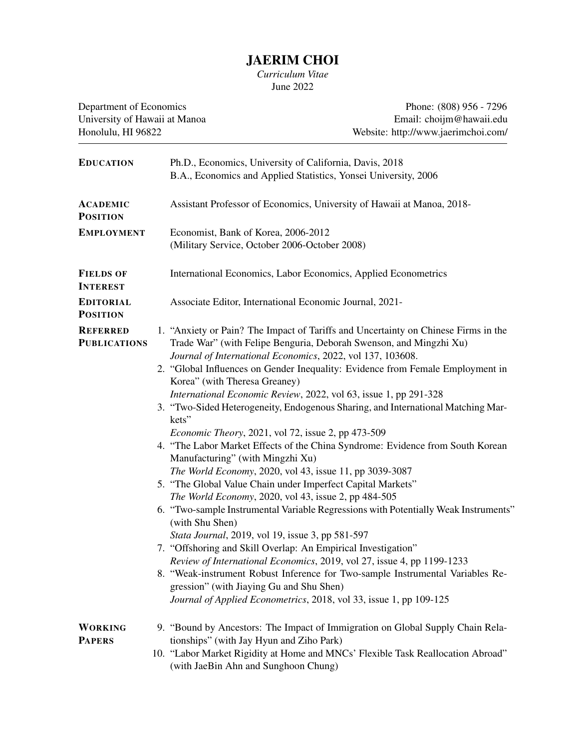# JAERIM CHOI

*Curriculum Vitae*
June 2022

Department of Economics
University of Hawaii at Manoa
Honolulu, HI 96822

Phone: (808) 956 - 7296
Email: choijm@hawaii.edu
Website: http://www.jaerimchoi.com/

---

## EDUCATION

Ph.D., Economics, University of California, Davis, 2018
B.A., Economics and Applied Statistics, Yonsei University, 2006

## ACADEMIC POSITION

Assistant Professor of Economics, University of Hawaii at Manoa, 2018-

## EMPLOYMENT

Economist, Bank of Korea, 2006-2012
(Military Service, October 2006-October 2008)

## FIELDS OF INTEREST

International Economics, Labor Economics, Applied Econometrics

## EDITORIAL POSITION

Associate Editor, International Economic Journal, 2021-

## REFERRED PUBLICATIONS

1. "Anxiety or Pain? The Impact of Tariffs and Uncertainty on Chinese Firms in the Trade War" (with Felipe Benguria, Deborah Swenson, and Mingzhi Xu)
   *Journal of International Economics*, 2022, vol 137, 103608.
2. "Global Influences on Gender Inequality: Evidence from Female Employment in Korea" (with Theresa Greaney)
   *International Economic Review*, 2022, vol 63, issue 1, pp 291-328
3. "Two-Sided Heterogeneity, Endogenous Sharing, and International Matching Markets"
   *Economic Theory*, 2021, vol 72, issue 2, pp 473-509
4. "The Labor Market Effects of the China Syndrome: Evidence from South Korean Manufacturing" (with Mingzhi Xu)
   *The World Economy*, 2020, vol 43, issue 11, pp 3039-3087
5. "The Global Value Chain under Imperfect Capital Markets"
   *The World Economy*, 2020, vol 43, issue 2, pp 484-505
6. "Two-sample Instrumental Variable Regressions with Potentially Weak Instruments" (with Shu Shen)
   *Stata Journal*, 2019, vol 19, issue 3, pp 581-597
7. "Offshoring and Skill Overlap: An Empirical Investigation"
   *Review of International Economics*, 2019, vol 27, issue 4, pp 1199-1233
8. "Weak-instrument Robust Inference for Two-sample Instrumental Variables Regression" (with Jiaying Gu and Shu Shen)
   *Journal of Applied Econometrics*, 2018, vol 33, issue 1, pp 109-125

## WORKING PAPERS

9. "Bound by Ancestors: The Impact of Immigration on Global Supply Chain Relationships" (with Jay Hyun and Ziho Park)
10. "Labor Market Rigidity at Home and MNCs' Flexible Task Reallocation Abroad" (with JaeBin Ahn and Sunghoon Chung)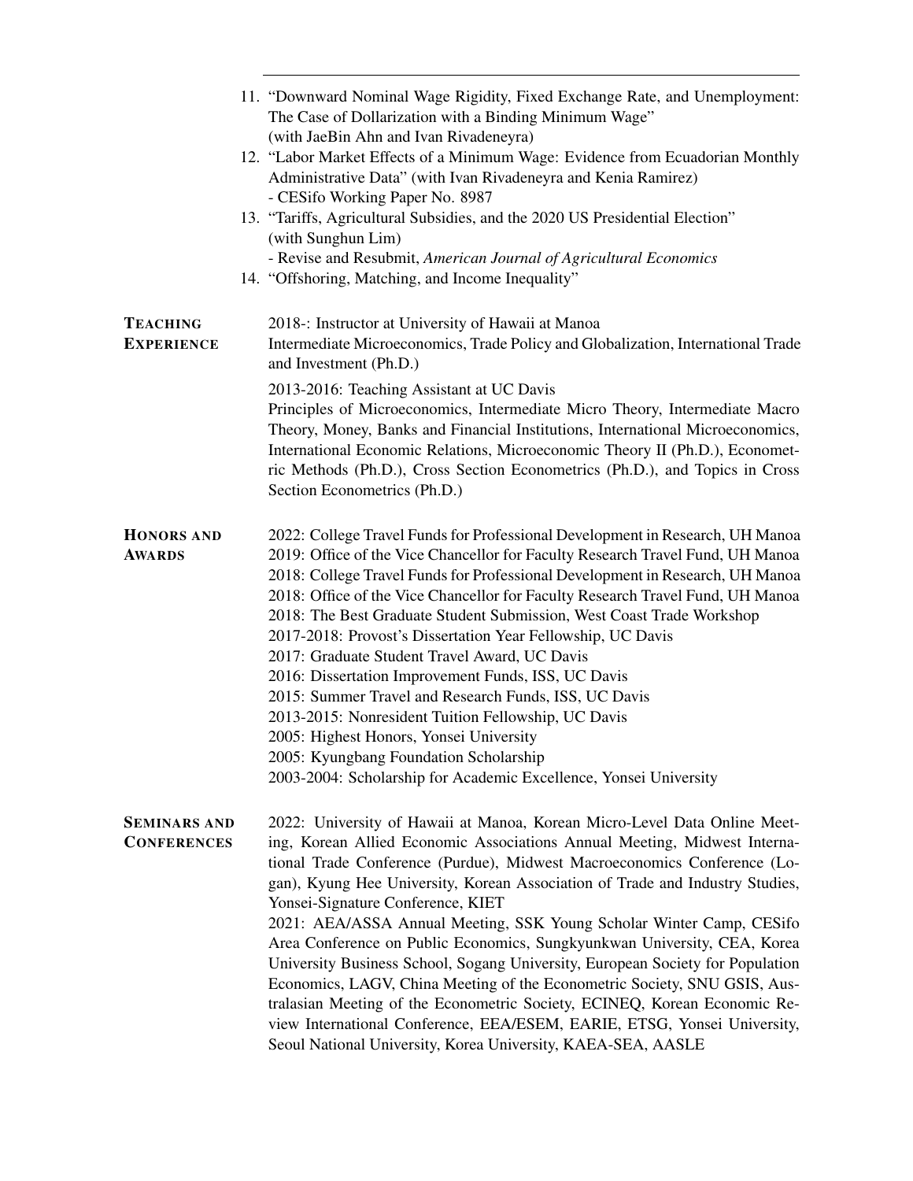11. "Downward Nominal Wage Rigidity, Fixed Exchange Rate, and Unemployment: The Case of Dollarization with a Binding Minimum Wage" (with JaeBin Ahn and Ivan Rivadeneyra)
12. "Labor Market Effects of a Minimum Wage: Evidence from Ecuadorian Monthly Administrative Data" (with Ivan Rivadeneyra and Kenia Ramirez)
    - CESifo Working Paper No. 8987
13. "Tariffs, Agricultural Subsidies, and the 2020 US Presidential Election" (with Sunghun Lim)
    - Revise and Resubmit, *American Journal of Agricultural Economics*
14. "Offshoring, Matching, and Income Inequality"

## Teaching Experience

2018-: Instructor at University of Hawaii at Manoa
Intermediate Microeconomics, Trade Policy and Globalization, International Trade and Investment (Ph.D.)

2013-2016: Teaching Assistant at UC Davis
Principles of Microeconomics, Intermediate Micro Theory, Intermediate Macro Theory, Money, Banks and Financial Institutions, International Microeconomics, International Economic Relations, Microeconomic Theory II (Ph.D.), Econometric Methods (Ph.D.), Cross Section Econometrics (Ph.D.), and Topics in Cross Section Econometrics (Ph.D.)

## Honors and Awards

2022: College Travel Funds for Professional Development in Research, UH Manoa
2019: Office of the Vice Chancellor for Faculty Research Travel Fund, UH Manoa
2018: College Travel Funds for Professional Development in Research, UH Manoa
2018: Office of the Vice Chancellor for Faculty Research Travel Fund, UH Manoa
2018: The Best Graduate Student Submission, West Coast Trade Workshop
2017-2018: Provost's Dissertation Year Fellowship, UC Davis
2017: Graduate Student Travel Award, UC Davis
2016: Dissertation Improvement Funds, ISS, UC Davis
2015: Summer Travel and Research Funds, ISS, UC Davis
2013-2015: Nonresident Tuition Fellowship, UC Davis
2005: Highest Honors, Yonsei University
2005: Kyungbang Foundation Scholarship
2003-2004: Scholarship for Academic Excellence, Yonsei University

## Seminars and Conferences

2022: University of Hawaii at Manoa, Korean Micro-Level Data Online Meeting, Korean Allied Economic Associations Annual Meeting, Midwest International Trade Conference (Purdue), Midwest Macroeconomics Conference (Logan), Kyung Hee University, Korean Association of Trade and Industry Studies, Yonsei-Signature Conference, KIET
2021: AEA/ASSA Annual Meeting, SSK Young Scholar Winter Camp, CESifo Area Conference on Public Economics, Sungkyunkwan University, CEA, Korea University Business School, Sogang University, European Society for Population Economics, LAGV, China Meeting of the Econometric Society, SNU GSIS, Australasian Meeting of the Econometric Society, ECINEQ, Korean Economic Review International Conference, EEA/ESEM, EARIE, ETSG, Yonsei University, Seoul National University, Korea University, KAEA-SEA, AASLE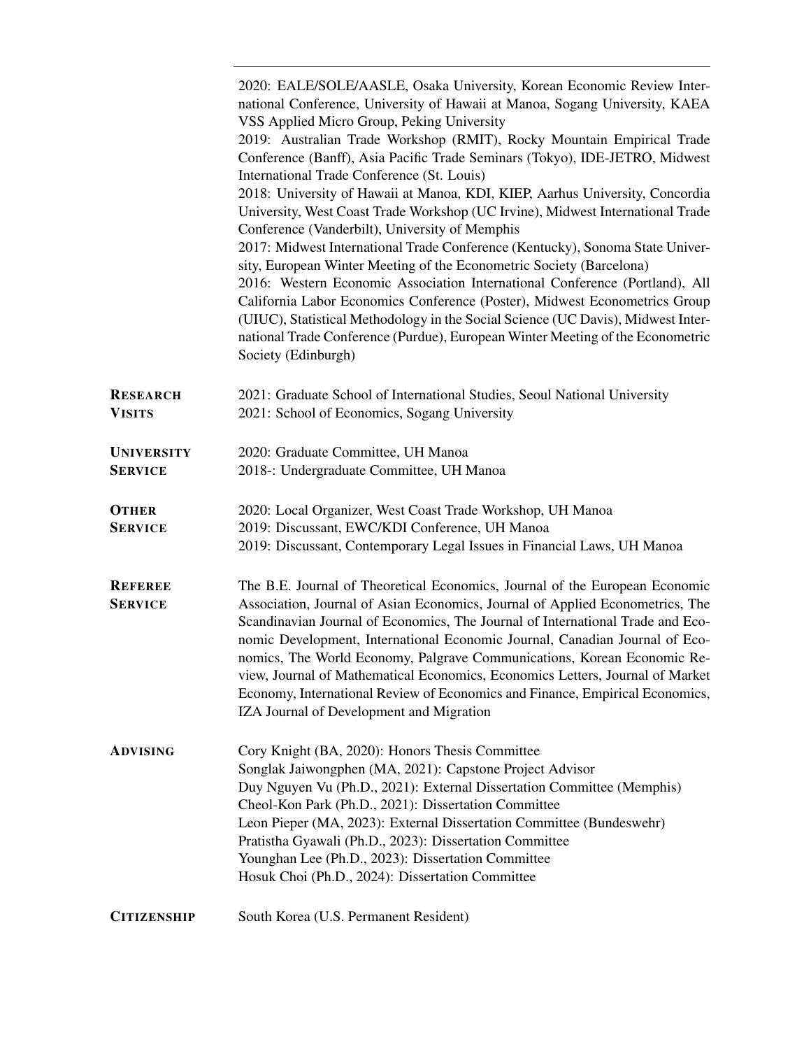2020: EALE/SOLE/AASLE, Osaka University, Korean Economic Review International Conference, University of Hawaii at Manoa, Sogang University, KAEA VSS Applied Micro Group, Peking University

2019: Australian Trade Workshop (RMIT), Rocky Mountain Empirical Trade Conference (Banff), Asia Pacific Trade Seminars (Tokyo), IDE-JETRO, Midwest International Trade Conference (St. Louis)

2018: University of Hawaii at Manoa, KDI, KIEP, Aarhus University, Concordia University, West Coast Trade Workshop (UC Irvine), Midwest International Trade Conference (Vanderbilt), University of Memphis

2017: Midwest International Trade Conference (Kentucky), Sonoma State University, European Winter Meeting of the Econometric Society (Barcelona)

2016: Western Economic Association International Conference (Portland), All California Labor Economics Conference (Poster), Midwest Econometrics Group (UIUC), Statistical Methodology in the Social Science (UC Davis), Midwest International Trade Conference (Purdue), European Winter Meeting of the Econometric Society (Edinburgh)

**RESEARCH VISITS**

2021: Graduate School of International Studies, Seoul National University
2021: School of Economics, Sogang University

**UNIVERSITY SERVICE**

2020: Graduate Committee, UH Manoa
2018-: Undergraduate Committee, UH Manoa

**OTHER SERVICE**

2020: Local Organizer, West Coast Trade Workshop, UH Manoa
2019: Discussant, EWC/KDI Conference, UH Manoa
2019: Discussant, Contemporary Legal Issues in Financial Laws, UH Manoa

**REFEREE SERVICE**

The B.E. Journal of Theoretical Economics, Journal of the European Economic Association, Journal of Asian Economics, Journal of Applied Econometrics, The Scandinavian Journal of Economics, The Journal of International Trade and Economic Development, International Economic Journal, Canadian Journal of Economics, The World Economy, Palgrave Communications, Korean Economic Review, Journal of Mathematical Economics, Economics Letters, Journal of Market Economy, International Review of Economics and Finance, Empirical Economics, IZA Journal of Development and Migration

**ADVISING**

Cory Knight (BA, 2020): Honors Thesis Committee
Songlak Jaiwongphen (MA, 2021): Capstone Project Advisor
Duy Nguyen Vu (Ph.D., 2021): External Dissertation Committee (Memphis)
Cheol-Kon Park (Ph.D., 2021): Dissertation Committee
Leon Pieper (MA, 2023): External Dissertation Committee (Bundeswehr)
Pratistha Gyawali (Ph.D., 2023): Dissertation Committee
Younghan Lee (Ph.D., 2023): Dissertation Committee
Hosuk Choi (Ph.D., 2024): Dissertation Committee

**CITIZENSHIP**

South Korea (U.S. Permanent Resident)